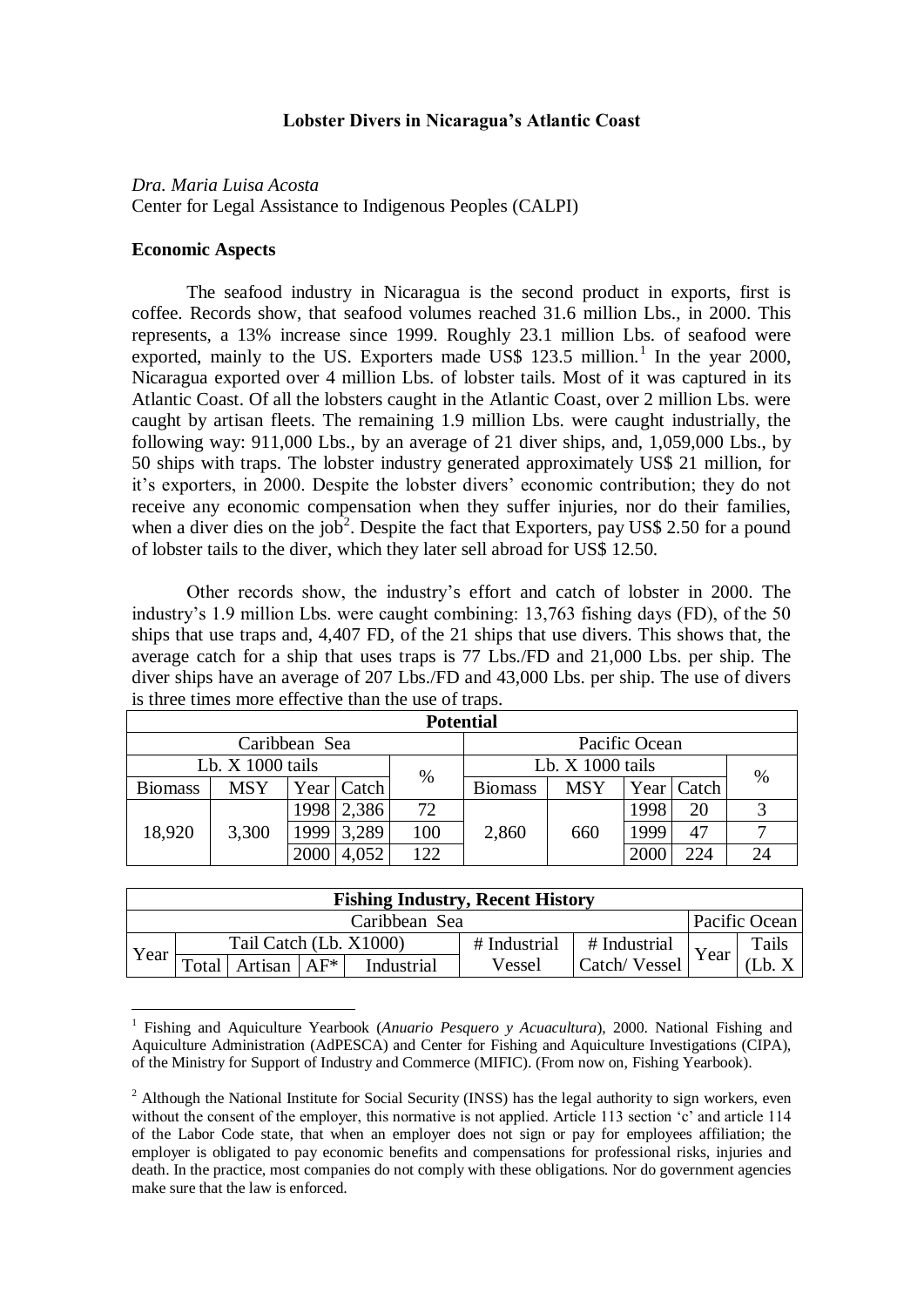**Lobster Divers in Nicaragua's Atlantic Coast**

*Dra. Maria Luisa Acosta*
Center for Legal Assistance to Indigenous Peoples (CALPI)

**Economic Aspects**

The seafood industry in Nicaragua is the second product in exports, first is coffee. Records show, that seafood volumes reached 31.6 million Lbs., in 2000. This represents, a 13% increase since 1999. Roughly 23.1 million Lbs. of seafood were exported, mainly to the US. Exporters made US$ 123.5 million.[1] In the year 2000, Nicaragua exported over 4 million Lbs. of lobster tails. Most of it was captured in its Atlantic Coast. Of all the lobsters caught in the Atlantic Coast, over 2 million Lbs. were caught by artisan fleets. The remaining 1.9 million Lbs. were caught industrially, the following way: 911,000 Lbs., by an average of 21 diver ships, and, 1,059,000 Lbs., by 50 ships with traps. The lobster industry generated approximately US$ 21 million, for it's exporters, in 2000. Despite the lobster divers' economic contribution; they do not receive any economic compensation when they suffer injuries, nor do their families, when a diver dies on the job[2]. Despite the fact that Exporters, pay US$ 2.50 for a pound of lobster tails to the diver, which they later sell abroad for US$ 12.50.

Other records show, the industry's effort and catch of lobster in 2000. The industry's 1.9 million Lbs. were caught combining: 13,763 fishing days (FD), of the 50 ships that use traps and, 4,407 FD, of the 21 ships that use divers. This shows that, the average catch for a ship that uses traps is 77 Lbs./FD and 21,000 Lbs. per ship. The diver ships have an average of 207 Lbs./FD and 43,000 Lbs. per ship. The use of divers is three times more effective than the use of traps.

| Potential | | | | | | | | | |
|---|---|---|---|---|---|---|---|---|---|
| Caribbean Sea | | | | | Pacific Ocean | | | | |
| Lb. X 1000 tails | | | | % | Lb. X 1000 tails | | | | % |
| Biomass | MSY | Year | Catch | | Biomass | MSY | Year | Catch | |
| 18,920 | 3,300 | 1998 | 2,386 | 72 | 2,860 | 660 | 1998 | 20 | 3 |
| | | 1999 | 3,289 | 100 | | | 1999 | 47 | 7 |
| | | 2000 | 4,052 | 122 | | | 2000 | 224 | 24 |

| Fishing Industry, Recent History | | | | | | | | |
|---|---|---|---|---|---|---|---|---|
| Caribbean Sea | | | | | | | Pacific Ocean | |
| Year | Tail Catch (Lb. X1000) | | | | # Industrial | # Industrial | Year | Tails |
| | Total | Artisan | AF* | Industrial | Vessel | Catch/ Vessel | | (Lb. X |

[1] Fishing and Aquiculture Yearbook (*Anuario Pesquero y Acuacultura*), 2000. National Fishing and Aquiculture Administration (AdPESCA) and Center for Fishing and Aquiculture Investigations (CIPA), of the Ministry for Support of Industry and Commerce (MIFIC). (From now on, Fishing Yearbook).

[2] Although the National Institute for Social Security (INSS) has the legal authority to sign workers, even without the consent of the employer, this normative is not applied. Article 113 section 'c' and article 114 of the Labor Code state, that when an employer does not sign or pay for employees affiliation; the employer is obligated to pay economic benefits and compensations for professional risks, injuries and death. In the practice, most companies do not comply with these obligations. Nor do government agencies make sure that the law is enforced.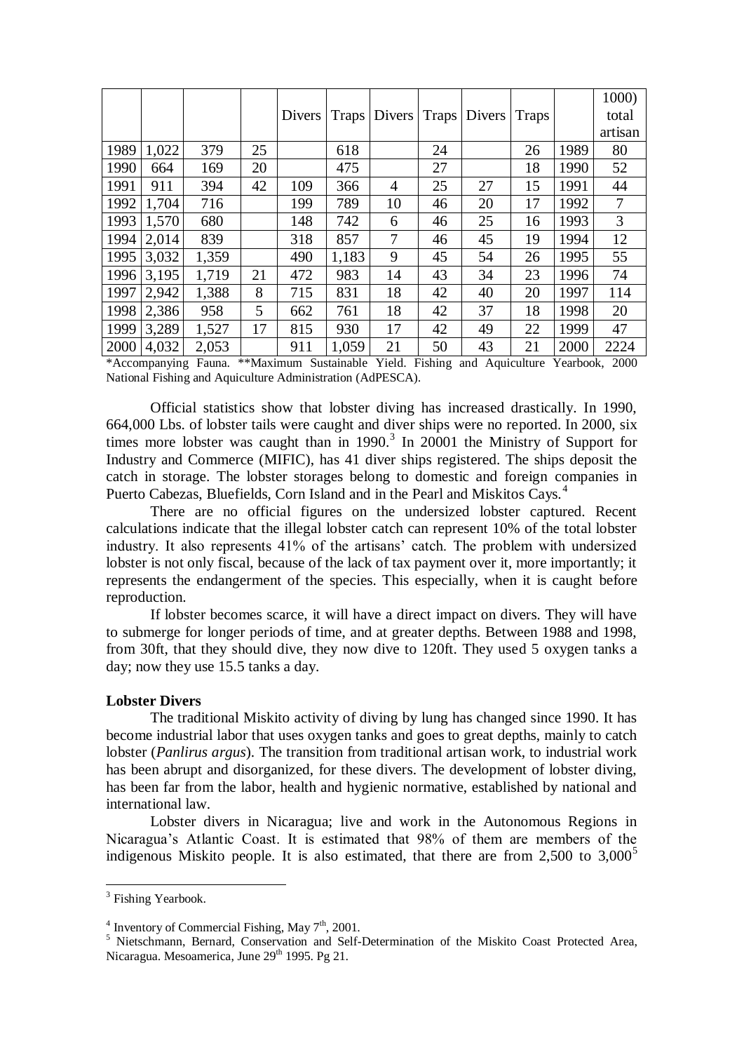|  |  |  |  | Divers | Traps | Divers | Traps | Divers | Traps |  | 1000) total artisan |
|---|---|---|---|---|---|---|---|---|---|---|---|
| 1989 | 1,022 | 379 | 25 |  | 618 |  | 24 |  | 26 | 1989 | 80 |
| 1990 | 664 | 169 | 20 |  | 475 |  | 27 |  | 18 | 1990 | 52 |
| 1991 | 911 | 394 | 42 | 109 | 366 | 4 | 25 | 27 | 15 | 1991 | 44 |
| 1992 | 1,704 | 716 |  | 199 | 789 | 10 | 46 | 20 | 17 | 1992 | 7 |
| 1993 | 1,570 | 680 |  | 148 | 742 | 6 | 46 | 25 | 16 | 1993 | 3 |
| 1994 | 2,014 | 839 |  | 318 | 857 | 7 | 46 | 45 | 19 | 1994 | 12 |
| 1995 | 3,032 | 1,359 |  | 490 | 1,183 | 9 | 45 | 54 | 26 | 1995 | 55 |
| 1996 | 3,195 | 1,719 | 21 | 472 | 983 | 14 | 43 | 34 | 23 | 1996 | 74 |
| 1997 | 2,942 | 1,388 | 8 | 715 | 831 | 18 | 42 | 40 | 20 | 1997 | 114 |
| 1998 | 2,386 | 958 | 5 | 662 | 761 | 18 | 42 | 37 | 18 | 1998 | 20 |
| 1999 | 3,289 | 1,527 | 17 | 815 | 930 | 17 | 42 | 49 | 22 | 1999 | 47 |
| 2000 | 4,032 | 2,053 |  | 911 | 1,059 | 21 | 50 | 43 | 21 | 2000 | 2224 |

*Accompanying Fauna. **Maximum Sustainable Yield. Fishing and Aquiculture Yearbook, 2000 National Fishing and Aquiculture Administration (AdPESCA).

Official statistics show that lobster diving has increased drastically. In 1990, 664,000 Lbs. of lobster tails were caught and diver ships were no reported. In 2000, six times more lobster was caught than in 1990.[3] In 20001 the Ministry of Support for Industry and Commerce (MIFIC), has 41 diver ships registered. The ships deposit the catch in storage. The lobster storages belong to domestic and foreign companies in Puerto Cabezas, Bluefields, Corn Island and in the Pearl and Miskitos Cays.[4]

There are no official figures on the undersized lobster captured. Recent calculations indicate that the illegal lobster catch can represent 10% of the total lobster industry. It also represents 41% of the artisans' catch. The problem with undersized lobster is not only fiscal, because of the lack of tax payment over it, more importantly; it represents the endangerment of the species. This especially, when it is caught before reproduction.

If lobster becomes scarce, it will have a direct impact on divers. They will have to submerge for longer periods of time, and at greater depths. Between 1988 and 1998, from 30ft, that they should dive, they now dive to 120ft. They used 5 oxygen tanks a day; now they use 15.5 tanks a day.

**Lobster Divers**

The traditional Miskito activity of diving by lung has changed since 1990. It has become industrial labor that uses oxygen tanks and goes to great depths, mainly to catch lobster (*Panlirus argus*). The transition from traditional artisan work, to industrial work has been abrupt and disorganized, for these divers. The development of lobster diving, has been far from the labor, health and hygienic normative, established by national and international law.

Lobster divers in Nicaragua; live and work in the Autonomous Regions in Nicaragua's Atlantic Coast. It is estimated that 98% of them are members of the indigenous Miskito people. It is also estimated, that there are from 2,500 to 3,000[5]

[3] Fishing Yearbook.

[4] Inventory of Commercial Fishing, May 7th, 2001.

[5] Nietschmann, Bernard, Conservation and Self-Determination of the Miskito Coast Protected Area, Nicaragua. Mesoamerica, June 29th 1995. Pg 21.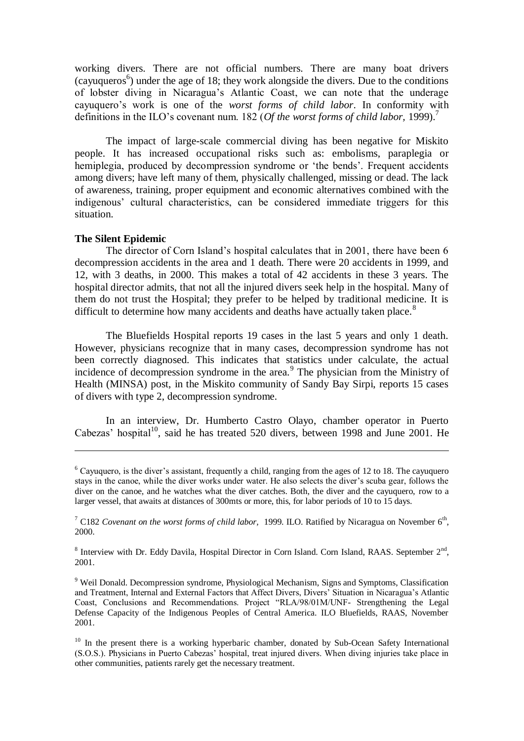working divers. There are not official numbers. There are many boat drivers (cayuqueros[6]) under the age of 18; they work alongside the divers. Due to the conditions of lobster diving in Nicaragua's Atlantic Coast, we can note that the underage cayuquero's work is one of the *worst forms of child labor*. In conformity with definitions in the ILO's covenant num. 182 (*Of the worst forms of child labor,* 1999).[7]

The impact of large-scale commercial diving has been negative for Miskito people. It has increased occupational risks such as: embolisms, paraplegia or hemiplegia, produced by decompression syndrome or 'the bends'. Frequent accidents among divers; have left many of them, physically challenged, missing or dead. The lack of awareness, training, proper equipment and economic alternatives combined with the indigenous' cultural characteristics, can be considered immediate triggers for this situation.

**The Silent Epidemic**

The director of Corn Island's hospital calculates that in 2001, there have been 6 decompression accidents in the area and 1 death. There were 20 accidents in 1999, and 12, with 3 deaths, in 2000. This makes a total of 42 accidents in these 3 years. The hospital director admits, that not all the injured divers seek help in the hospital. Many of them do not trust the Hospital; they prefer to be helped by traditional medicine. It is difficult to determine how many accidents and deaths have actually taken place.[8]

The Bluefields Hospital reports 19 cases in the last 5 years and only 1 death. However, physicians recognize that in many cases, decompression syndrome has not been correctly diagnosed. This indicates that statistics under calculate, the actual incidence of decompression syndrome in the area.[9] The physician from the Ministry of Health (MINSA) post, in the Miskito community of Sandy Bay Sirpi, reports 15 cases of divers with type 2, decompression syndrome.

In an interview, Dr. Humberto Castro Olayo, chamber operator in Puerto Cabezas' hospital[10], said he has treated 520 divers, between 1998 and June 2001. He

---

[6] Cayuquero, is the diver's assistant, frequently a child, ranging from the ages of 12 to 18. The cayuquero stays in the canoe, while the diver works under water. He also selects the diver's scuba gear, follows the diver on the canoe, and he watches what the diver catches. Both, the diver and the cayuquero, row to a larger vessel, that awaits at distances of 300mts or more, this, for labor periods of 10 to 15 days.

[7] C182 *Covenant on the worst forms of child labor,* 1999. ILO. Ratified by Nicaragua on November 6th, 2000.

[8] Interview with Dr. Eddy Davila, Hospital Director in Corn Island. Corn Island, RAAS. September 2nd, 2001.

[9] Weil Donald. Decompression syndrome, Physiological Mechanism, Signs and Symptoms, Classification and Treatment, Internal and External Factors that Affect Divers, Divers' Situation in Nicaragua's Atlantic Coast, Conclusions and Recommendations. Project "RLA/98/01M/UNF- Strengthening the Legal Defense Capacity of the Indigenous Peoples of Central America. ILO Bluefields, RAAS, November 2001.

[10] In the present there is a working hyperbaric chamber, donated by Sub-Ocean Safety International (S.O.S.). Physicians in Puerto Cabezas' hospital, treat injured divers. When diving injuries take place in other communities, patients rarely get the necessary treatment.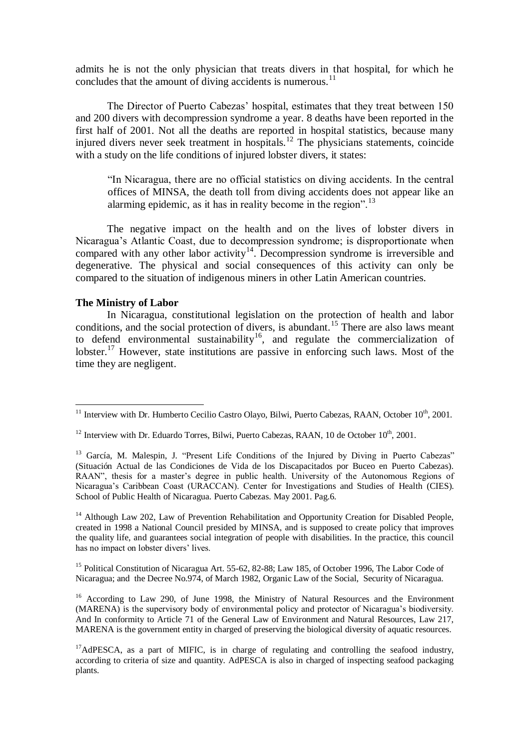admits he is not the only physician that treats divers in that hospital, for which he concludes that the amount of diving accidents is numerous.[11]

The Director of Puerto Cabezas' hospital, estimates that they treat between 150 and 200 divers with decompression syndrome a year. 8 deaths have been reported in the first half of 2001. Not all the deaths are reported in hospital statistics, because many injured divers never seek treatment in hospitals.[12] The physicians statements, coincide with a study on the life conditions of injured lobster divers, it states:

> "In Nicaragua, there are no official statistics on diving accidents. In the central offices of MINSA, the death toll from diving accidents does not appear like an alarming epidemic, as it has in reality become in the region".[13]

The negative impact on the health and on the lives of lobster divers in Nicaragua's Atlantic Coast, due to decompression syndrome; is disproportionate when compared with any other labor activity[14]. Decompression syndrome is irreversible and degenerative. The physical and social consequences of this activity can only be compared to the situation of indigenous miners in other Latin American countries.

**The Ministry of Labor**

In Nicaragua, constitutional legislation on the protection of health and labor conditions, and the social protection of divers, is abundant.[15] There are also laws meant to defend environmental sustainability[16], and regulate the commercialization of lobster.[17] However, state institutions are passive in enforcing such laws. Most of the time they are negligent.

---

[11] Interview with Dr. Humberto Cecilio Castro Olayo, Bilwi, Puerto Cabezas, RAAN, October 10th, 2001.

[12] Interview with Dr. Eduardo Torres, Bilwi, Puerto Cabezas, RAAN, 10 de October 10th, 2001.

[13] García, M. Malespin, J. "Present Life Conditions of the Injured by Diving in Puerto Cabezas" (Situación Actual de las Condiciones de Vida de los Discapacitados por Buceo en Puerto Cabezas). RAAN", thesis for a master's degree in public health. University of the Autonomous Regions of Nicaragua's Caribbean Coast (URACCAN). Center for Investigations and Studies of Health (CIES). School of Public Health of Nicaragua. Puerto Cabezas. May 2001. Pag.6.

[14] Although Law 202, Law of Prevention Rehabilitation and Opportunity Creation for Disabled People, created in 1998 a National Council presided by MINSA, and is supposed to create policy that improves the quality life, and guarantees social integration of people with disabilities. In the practice, this council has no impact on lobster divers' lives.

[15] Political Constitution of Nicaragua Art. 55-62, 82-88; Law 185, of October 1996, The Labor Code of Nicaragua; and the Decree No.974, of March 1982, Organic Law of the Social, Security of Nicaragua.

[16] According to Law 290, of June 1998, the Ministry of Natural Resources and the Environment (MARENA) is the supervisory body of environmental policy and protector of Nicaragua's biodiversity. And In conformity to Article 71 of the General Law of Environment and Natural Resources, Law 217, MARENA is the government entity in charged of preserving the biological diversity of aquatic resources.

[17] AdPESCA, as a part of MIFIC, is in charge of regulating and controlling the seafood industry, according to criteria of size and quantity. AdPESCA is also in charged of inspecting seafood packaging plants.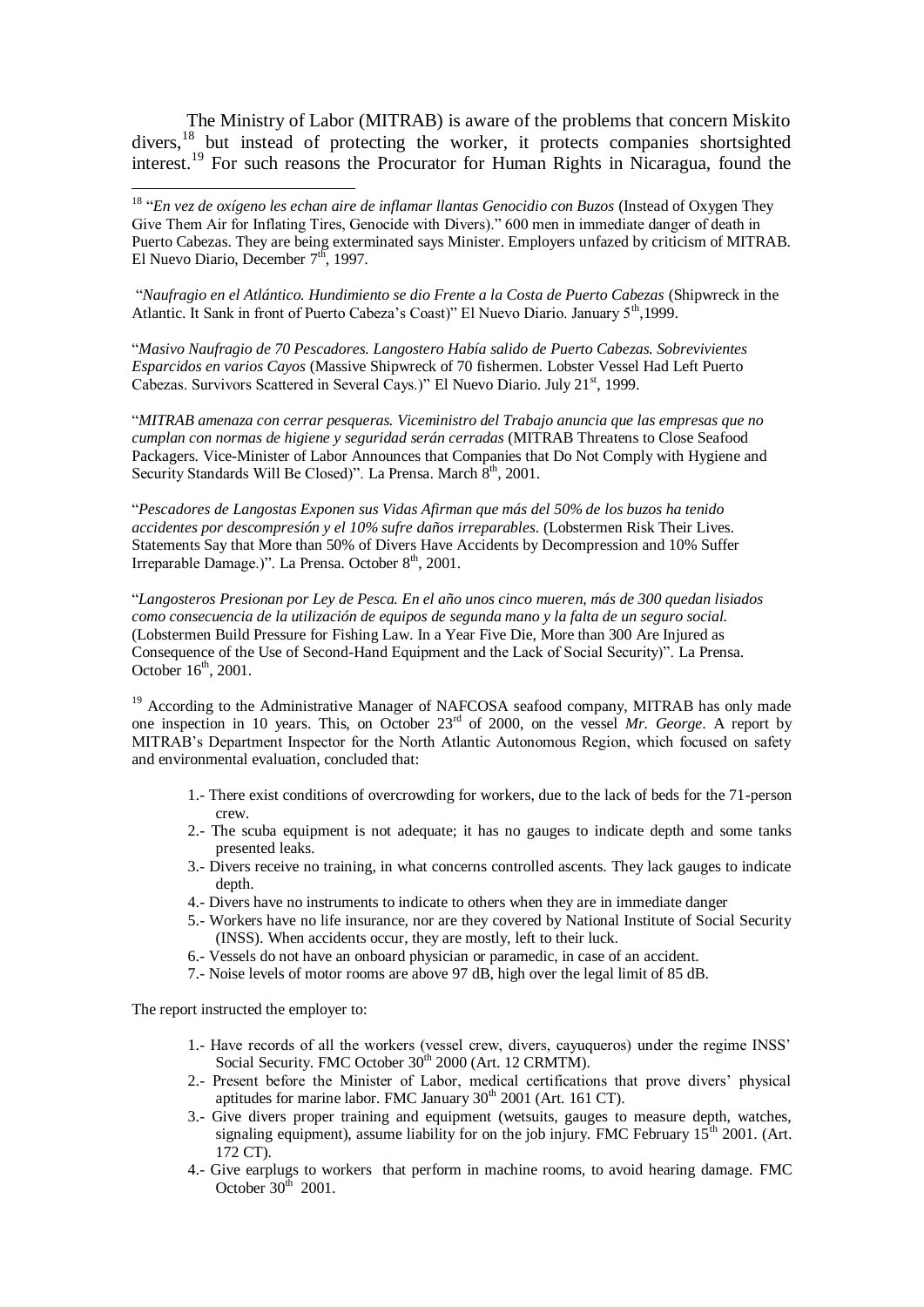The Ministry of Labor (MITRAB) is aware of the problems that concern Miskito divers,[18] but instead of protecting the worker, it protects companies shortsighted interest.[19] For such reasons the Procurator for Human Rights in Nicaragua, found the

---

[18] "*En vez de oxígeno les echan aire de inflamar llantas Genocidio con Buzos* (Instead of Oxygen They Give Them Air for Inflating Tires, Genocide with Divers)." 600 men in immediate danger of death in Puerto Cabezas. They are being exterminated says Minister. Employers unfazed by criticism of MITRAB. El Nuevo Diario, December 7th, 1997.

"*Naufragio en el Atlántico. Hundimiento se dio Frente a la Costa de Puerto Cabezas* (Shipwreck in the Atlantic. It Sank in front of Puerto Cabeza's Coast)" El Nuevo Diario. January 5th,1999.

"*Masivo Naufragio de 70 Pescadores. Langostero Había salido de Puerto Cabezas. Sobrevivientes Esparcidos en varios Cayos* (Massive Shipwreck of 70 fishermen. Lobster Vessel Had Left Puerto Cabezas. Survivors Scattered in Several Cays.)" El Nuevo Diario. July 21st, 1999.

"*MITRAB amenaza con cerrar pesqueras. Viceministro del Trabajo anuncia que las empresas que no cumplan con normas de higiene y seguridad serán cerradas* (MITRAB Threatens to Close Seafood Packagers. Vice-Minister of Labor Announces that Companies that Do Not Comply with Hygiene and Security Standards Will Be Closed)". La Prensa. March 8th, 2001.

"*Pescadores de Langostas Exponen sus Vidas Afirman que más del 50% de los buzos ha tenido accidentes por descompresión y el 10% sufre daños irreparables.* (Lobstermen Risk Their Lives. Statements Say that More than 50% of Divers Have Accidents by Decompression and 10% Suffer Irreparable Damage.)". La Prensa. October 8th, 2001.

"*Langosteros Presionan por Ley de Pesca. En el año unos cinco mueren, más de 300 quedan lisiados como consecuencia de la utilización de equipos de segunda mano y la falta de un seguro social.* (Lobstermen Build Pressure for Fishing Law. In a Year Five Die, More than 300 Are Injured as Consequence of the Use of Second-Hand Equipment and the Lack of Social Security)". La Prensa. October 16th, 2001.

[19] According to the Administrative Manager of NAFCOSA seafood company, MITRAB has only made one inspection in 10 years. This, on October 23rd of 2000, on the vessel *Mr. George*. A report by MITRAB's Department Inspector for the North Atlantic Autonomous Region, which focused on safety and environmental evaluation, concluded that:

1.- There exist conditions of overcrowding for workers, due to the lack of beds for the 71-person crew.
2.- The scuba equipment is not adequate; it has no gauges to indicate depth and some tanks presented leaks.
3.- Divers receive no training, in what concerns controlled ascents. They lack gauges to indicate depth.
4.- Divers have no instruments to indicate to others when they are in immediate danger
5.- Workers have no life insurance, nor are they covered by National Institute of Social Security (INSS). When accidents occur, they are mostly, left to their luck.
6.- Vessels do not have an onboard physician or paramedic, in case of an accident.
7.- Noise levels of motor rooms are above 97 dB, high over the legal limit of 85 dB.

The report instructed the employer to:

1.- Have records of all the workers (vessel crew, divers, cayuqueros) under the regime INSS' Social Security. FMC October 30th 2000 (Art. 12 CRMTM).
2.- Present before the Minister of Labor, medical certifications that prove divers' physical aptitudes for marine labor. FMC January 30th 2001 (Art. 161 CT).
3.- Give divers proper training and equipment (wetsuits, gauges to measure depth, watches, signaling equipment), assume liability for on the job injury. FMC February 15th 2001. (Art. 172 CT).
4.- Give earplugs to workers that perform in machine rooms, to avoid hearing damage. FMC October 30th 2001.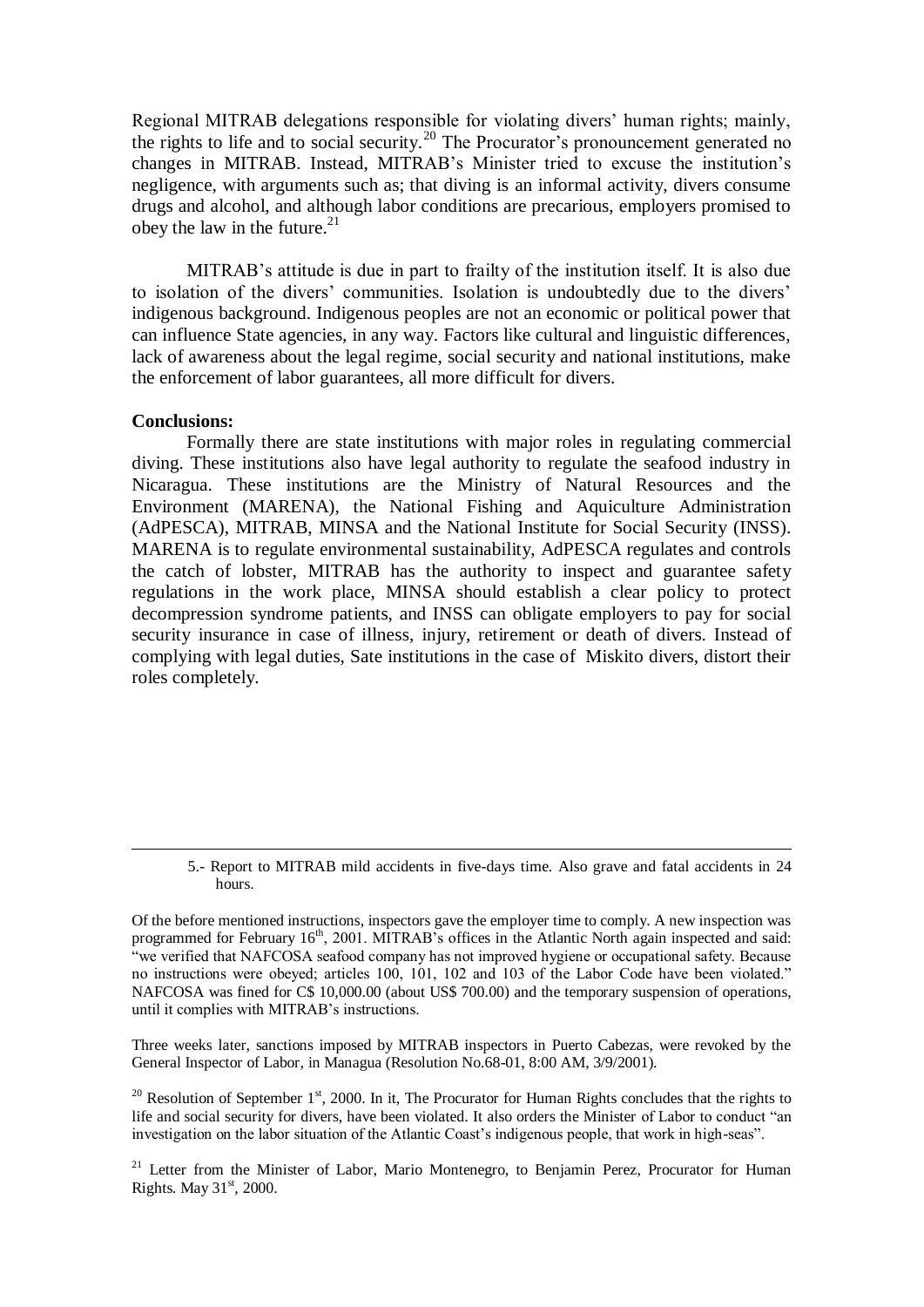Regional MITRAB delegations responsible for violating divers' human rights; mainly, the rights to life and to social security.[20] The Procurator's pronouncement generated no changes in MITRAB. Instead, MITRAB's Minister tried to excuse the institution's negligence, with arguments such as; that diving is an informal activity, divers consume drugs and alcohol, and although labor conditions are precarious, employers promised to obey the law in the future.[21]

MITRAB's attitude is due in part to frailty of the institution itself. It is also due to isolation of the divers' communities. Isolation is undoubtedly due to the divers' indigenous background. Indigenous peoples are not an economic or political power that can influence State agencies, in any way. Factors like cultural and linguistic differences, lack of awareness about the legal regime, social security and national institutions, make the enforcement of labor guarantees, all more difficult for divers.

**Conclusions:**

Formally there are state institutions with major roles in regulating commercial diving. These institutions also have legal authority to regulate the seafood industry in Nicaragua. These institutions are the Ministry of Natural Resources and the Environment (MARENA), the National Fishing and Aquiculture Administration (AdPESCA), MITRAB, MINSA and the National Institute for Social Security (INSS). MARENA is to regulate environmental sustainability, AdPESCA regulates and controls the catch of lobster, MITRAB has the authority to inspect and guarantee safety regulations in the work place, MINSA should establish a clear policy to protect decompression syndrome patients, and INSS can obligate employers to pay for social security insurance in case of illness, injury, retirement or death of divers. Instead of complying with legal duties, Sate institutions in the case of Miskito divers, distort their roles completely.

---

5.- Report to MITRAB mild accidents in five-days time. Also grave and fatal accidents in 24 hours.

Of the before mentioned instructions, inspectors gave the employer time to comply. A new inspection was programmed for February 16th, 2001. MITRAB's offices in the Atlantic North again inspected and said: "we verified that NAFCOSA seafood company has not improved hygiene or occupational safety. Because no instructions were obeyed; articles 100, 101, 102 and 103 of the Labor Code have been violated." NAFCOSA was fined for C$ 10,000.00 (about US$ 700.00) and the temporary suspension of operations, until it complies with MITRAB's instructions.

Three weeks later, sanctions imposed by MITRAB inspectors in Puerto Cabezas, were revoked by the General Inspector of Labor, in Managua (Resolution No.68-01, 8:00 AM, 3/9/2001).

[20] Resolution of September 1st, 2000. In it, The Procurator for Human Rights concludes that the rights to life and social security for divers, have been violated. It also orders the Minister of Labor to conduct "an investigation on the labor situation of the Atlantic Coast's indigenous people, that work in high-seas".

[21] Letter from the Minister of Labor, Mario Montenegro, to Benjamin Perez, Procurator for Human Rights. May 31st, 2000.